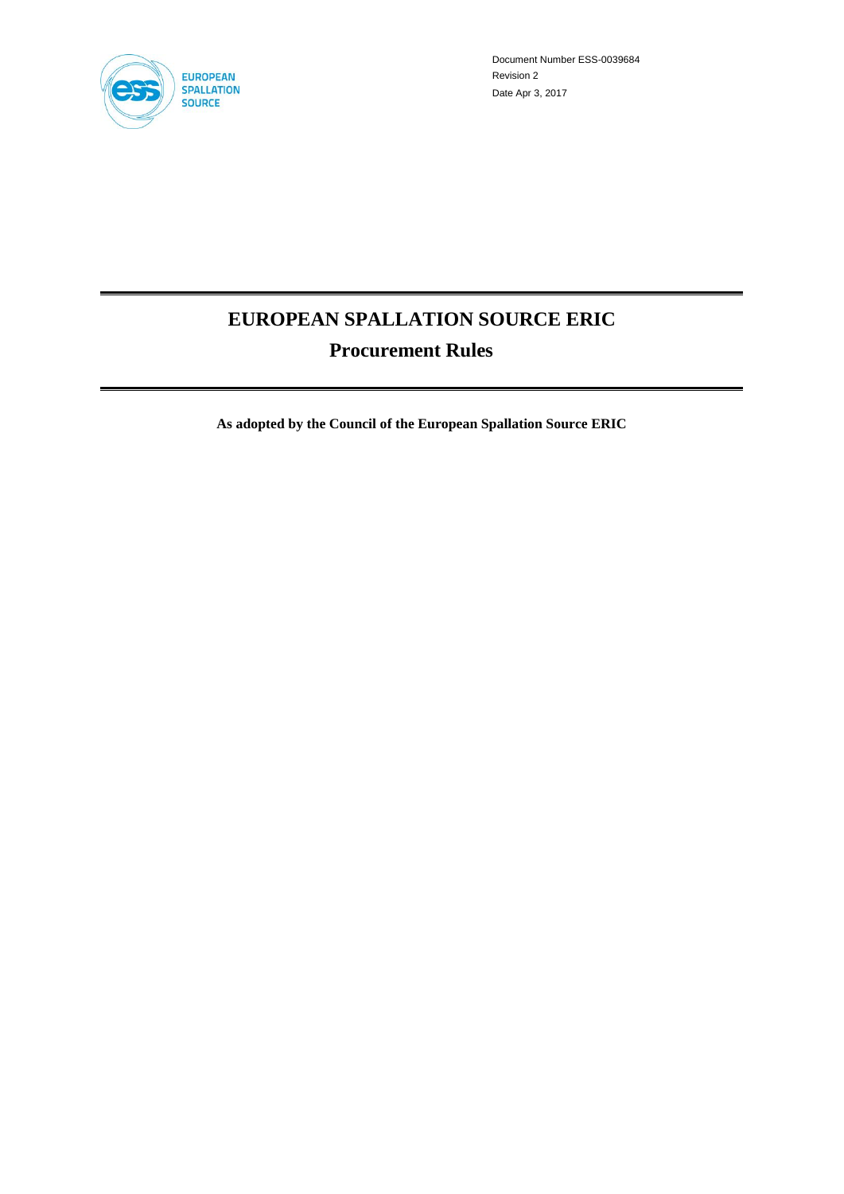Document Number ESS-0039684
Revision 2
Date Apr 3, 2017

# EUROPEAN SPALLATION SOURCE ERIC

## Procurement Rules

**As adopted by the Council of the European Spallation Source ERIC**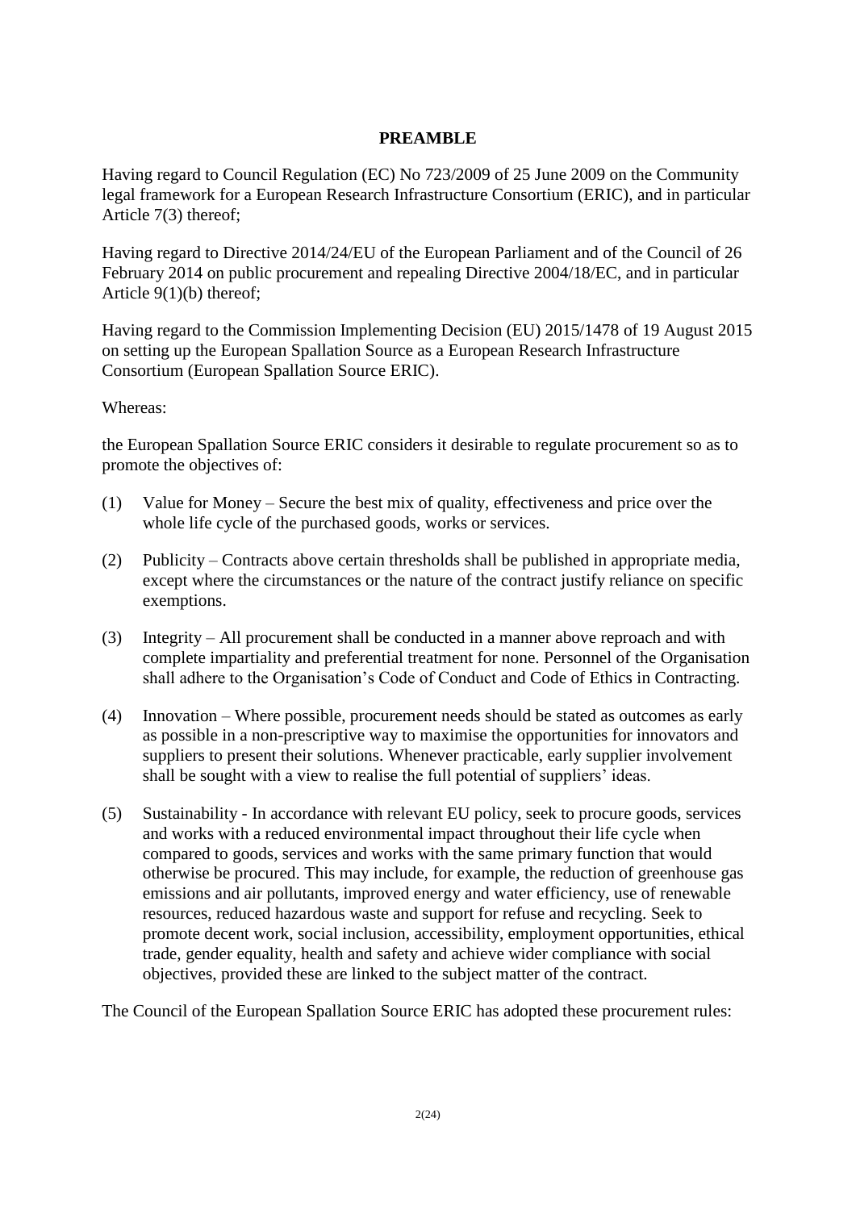## PREAMBLE

Having regard to Council Regulation (EC) No 723/2009 of 25 June 2009 on the Community legal framework for a European Research Infrastructure Consortium (ERIC), and in particular Article 7(3) thereof;

Having regard to Directive 2014/24/EU of the European Parliament and of the Council of 26 February 2014 on public procurement and repealing Directive 2004/18/EC, and in particular Article 9(1)(b) thereof;

Having regard to the Commission Implementing Decision (EU) 2015/1478 of 19 August 2015 on setting up the European Spallation Source as a European Research Infrastructure Consortium (European Spallation Source ERIC).

Whereas:

the European Spallation Source ERIC considers it desirable to regulate procurement so as to promote the objectives of:

(1) Value for Money – Secure the best mix of quality, effectiveness and price over the whole life cycle of the purchased goods, works or services.

(2) Publicity – Contracts above certain thresholds shall be published in appropriate media, except where the circumstances or the nature of the contract justify reliance on specific exemptions.

(3) Integrity – All procurement shall be conducted in a manner above reproach and with complete impartiality and preferential treatment for none. Personnel of the Organisation shall adhere to the Organisation's Code of Conduct and Code of Ethics in Contracting.

(4) Innovation – Where possible, procurement needs should be stated as outcomes as early as possible in a non-prescriptive way to maximise the opportunities for innovators and suppliers to present their solutions. Whenever practicable, early supplier involvement shall be sought with a view to realise the full potential of suppliers' ideas.

(5) Sustainability - In accordance with relevant EU policy, seek to procure goods, services and works with a reduced environmental impact throughout their life cycle when compared to goods, services and works with the same primary function that would otherwise be procured. This may include, for example, the reduction of greenhouse gas emissions and air pollutants, improved energy and water efficiency, use of renewable resources, reduced hazardous waste and support for refuse and recycling. Seek to promote decent work, social inclusion, accessibility, employment opportunities, ethical trade, gender equality, health and safety and achieve wider compliance with social objectives, provided these are linked to the subject matter of the contract.

The Council of the European Spallation Source ERIC has adopted these procurement rules: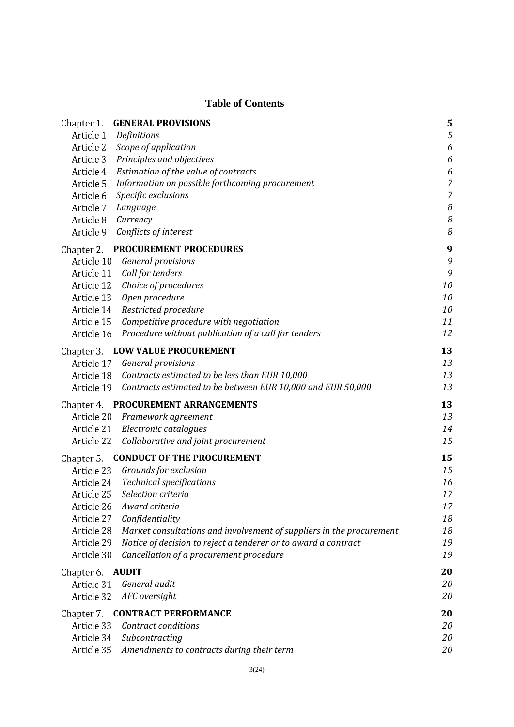## Table of Contents

| | | |
|---|---|---|
| Chapter 1. | **GENERAL PROVISIONS** | **5** |
| Article 1 | *Definitions* | *5* |
| Article 2 | *Scope of application* | *6* |
| Article 3 | *Principles and objectives* | *6* |
| Article 4 | *Estimation of the value of contracts* | *6* |
| Article 5 | *Information on possible forthcoming procurement* | *7* |
| Article 6 | *Specific exclusions* | *7* |
| Article 7 | *Language* | *8* |
| Article 8 | *Currency* | *8* |
| Article 9 | *Conflicts of interest* | *8* |
| Chapter 2. | **PROCUREMENT PROCEDURES** | **9** |
| Article 10 | *General provisions* | *9* |
| Article 11 | *Call for tenders* | *9* |
| Article 12 | *Choice of procedures* | *10* |
| Article 13 | *Open procedure* | *10* |
| Article 14 | *Restricted procedure* | *10* |
| Article 15 | *Competitive procedure with negotiation* | *11* |
| Article 16 | *Procedure without publication of a call for tenders* | *12* |
| Chapter 3. | **LOW VALUE PROCUREMENT** | **13** |
| Article 17 | *General provisions* | *13* |
| Article 18 | *Contracts estimated to be less than EUR 10,000* | *13* |
| Article 19 | *Contracts estimated to be between EUR 10,000 and EUR 50,000* | *13* |
| Chapter 4. | **PROCUREMENT ARRANGEMENTS** | **13** |
| Article 20 | *Framework agreement* | *13* |
| Article 21 | *Electronic catalogues* | *14* |
| Article 22 | *Collaborative and joint procurement* | *15* |
| Chapter 5. | **CONDUCT OF THE PROCUREMENT** | **15** |
| Article 23 | *Grounds for exclusion* | *15* |
| Article 24 | *Technical specifications* | *16* |
| Article 25 | *Selection criteria* | *17* |
| Article 26 | *Award criteria* | *17* |
| Article 27 | *Confidentiality* | *18* |
| Article 28 | *Market consultations and involvement of suppliers in the procurement* | *18* |
| Article 29 | *Notice of decision to reject a tenderer or to award a contract* | *19* |
| Article 30 | *Cancellation of a procurement procedure* | *19* |
| Chapter 6. | **AUDIT** | **20** |
| Article 31 | *General audit* | *20* |
| Article 32 | *AFC oversight* | *20* |
| Chapter 7. | **CONTRACT PERFORMANCE** | **20** |
| Article 33 | *Contract conditions* | *20* |
| Article 34 | *Subcontracting* | *20* |
| Article 35 | *Amendments to contracts during their term* | *20* |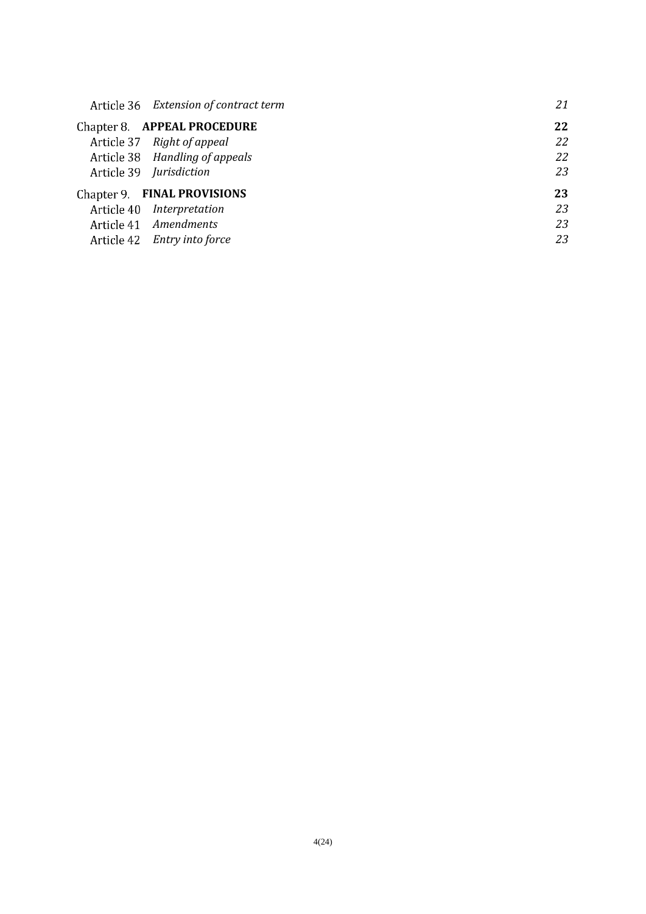| | | |
|---|---|---|
| Article 36 | *Extension of contract term* | *21* |
| **Chapter 8.** | **APPEAL PROCEDURE** | **22** |
| Article 37 | *Right of appeal* | *22* |
| Article 38 | *Handling of appeals* | *22* |
| Article 39 | *Jurisdiction* | *23* |
| **Chapter 9.** | **FINAL PROVISIONS** | **23** |
| Article 40 | *Interpretation* | *23* |
| Article 41 | *Amendments* | *23* |
| Article 42 | *Entry into force* | *23* |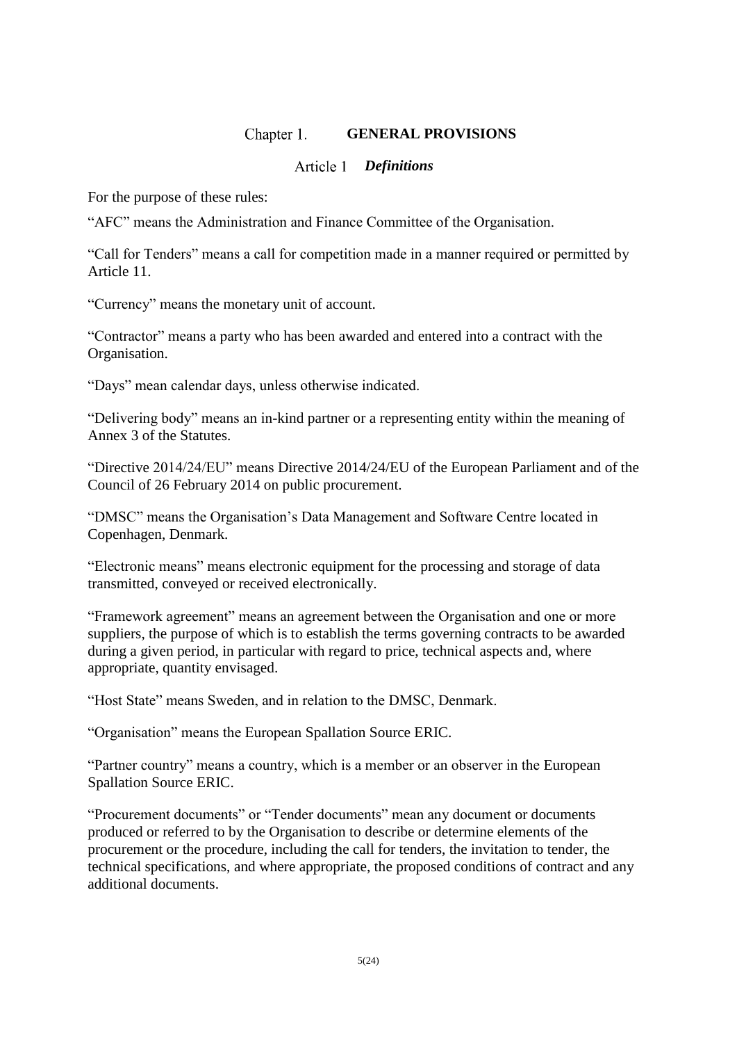# Chapter 1. GENERAL PROVISIONS

## Article 1 *Definitions*

For the purpose of these rules:

"AFC" means the Administration and Finance Committee of the Organisation.

"Call for Tenders" means a call for competition made in a manner required or permitted by Article 11.

"Currency" means the monetary unit of account.

"Contractor" means a party who has been awarded and entered into a contract with the Organisation.

"Days" mean calendar days, unless otherwise indicated.

"Delivering body" means an in-kind partner or a representing entity within the meaning of Annex 3 of the Statutes.

"Directive 2014/24/EU" means Directive 2014/24/EU of the European Parliament and of the Council of 26 February 2014 on public procurement.

"DMSC" means the Organisation's Data Management and Software Centre located in Copenhagen, Denmark.

"Electronic means" means electronic equipment for the processing and storage of data transmitted, conveyed or received electronically.

"Framework agreement" means an agreement between the Organisation and one or more suppliers, the purpose of which is to establish the terms governing contracts to be awarded during a given period, in particular with regard to price, technical aspects and, where appropriate, quantity envisaged.

"Host State" means Sweden, and in relation to the DMSC, Denmark.

"Organisation" means the European Spallation Source ERIC.

"Partner country" means a country, which is a member or an observer in the European Spallation Source ERIC.

"Procurement documents" or "Tender documents" mean any document or documents produced or referred to by the Organisation to describe or determine elements of the procurement or the procedure, including the call for tenders, the invitation to tender, the technical specifications, and where appropriate, the proposed conditions of contract and any additional documents.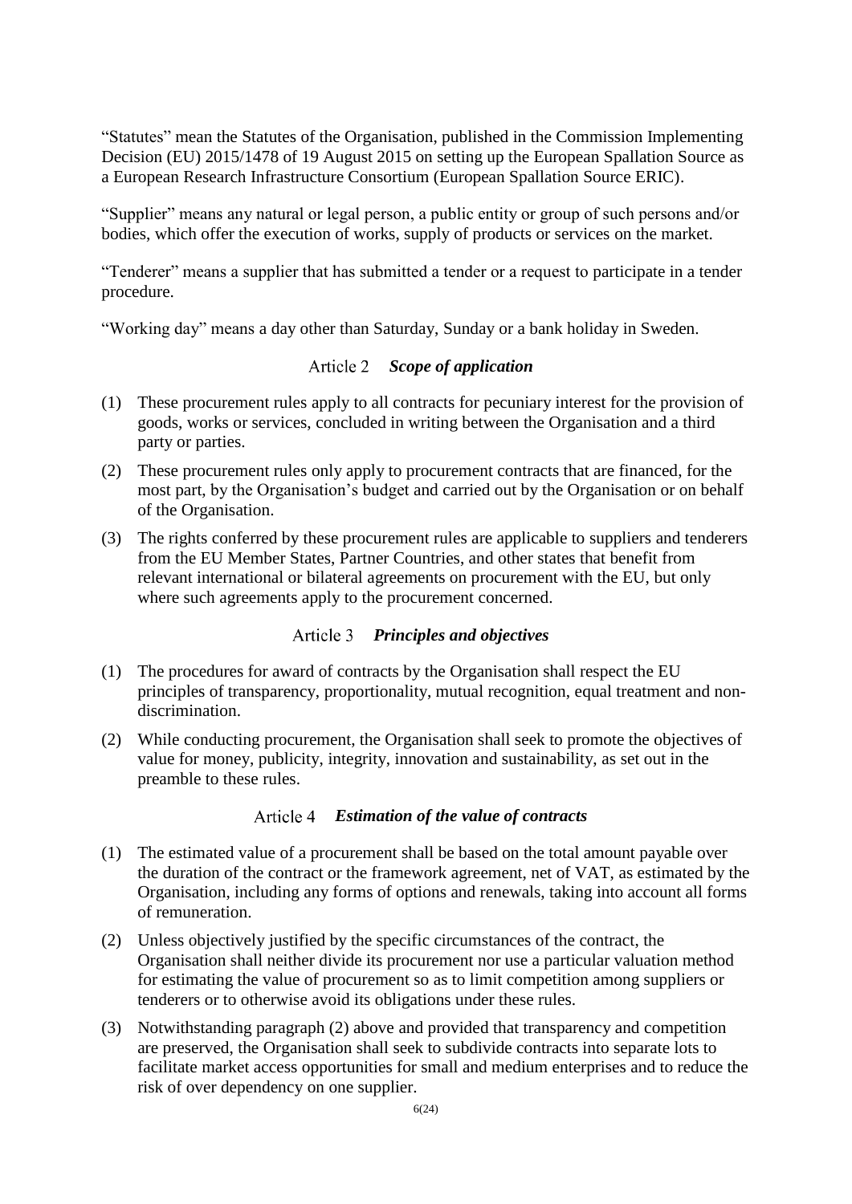"Statutes" mean the Statutes of the Organisation, published in the Commission Implementing Decision (EU) 2015/1478 of 19 August 2015 on setting up the European Spallation Source as a European Research Infrastructure Consortium (European Spallation Source ERIC).

"Supplier" means any natural or legal person, a public entity or group of such persons and/or bodies, which offer the execution of works, supply of products or services on the market.

"Tenderer" means a supplier that has submitted a tender or a request to participate in a tender procedure.

"Working day" means a day other than Saturday, Sunday or a bank holiday in Sweden.

### Article 2 *Scope of application*

(1) These procurement rules apply to all contracts for pecuniary interest for the provision of goods, works or services, concluded in writing between the Organisation and a third party or parties.

(2) These procurement rules only apply to procurement contracts that are financed, for the most part, by the Organisation's budget and carried out by the Organisation or on behalf of the Organisation.

(3) The rights conferred by these procurement rules are applicable to suppliers and tenderers from the EU Member States, Partner Countries, and other states that benefit from relevant international or bilateral agreements on procurement with the EU, but only where such agreements apply to the procurement concerned.

### Article 3 *Principles and objectives*

(1) The procedures for award of contracts by the Organisation shall respect the EU principles of transparency, proportionality, mutual recognition, equal treatment and non-discrimination.

(2) While conducting procurement, the Organisation shall seek to promote the objectives of value for money, publicity, integrity, innovation and sustainability, as set out in the preamble to these rules.

### Article 4 *Estimation of the value of contracts*

(1) The estimated value of a procurement shall be based on the total amount payable over the duration of the contract or the framework agreement, net of VAT, as estimated by the Organisation, including any forms of options and renewals, taking into account all forms of remuneration.

(2) Unless objectively justified by the specific circumstances of the contract, the Organisation shall neither divide its procurement nor use a particular valuation method for estimating the value of procurement so as to limit competition among suppliers or tenderers or to otherwise avoid its obligations under these rules.

(3) Notwithstanding paragraph (2) above and provided that transparency and competition are preserved, the Organisation shall seek to subdivide contracts into separate lots to facilitate market access opportunities for small and medium enterprises and to reduce the risk of over dependency on one supplier.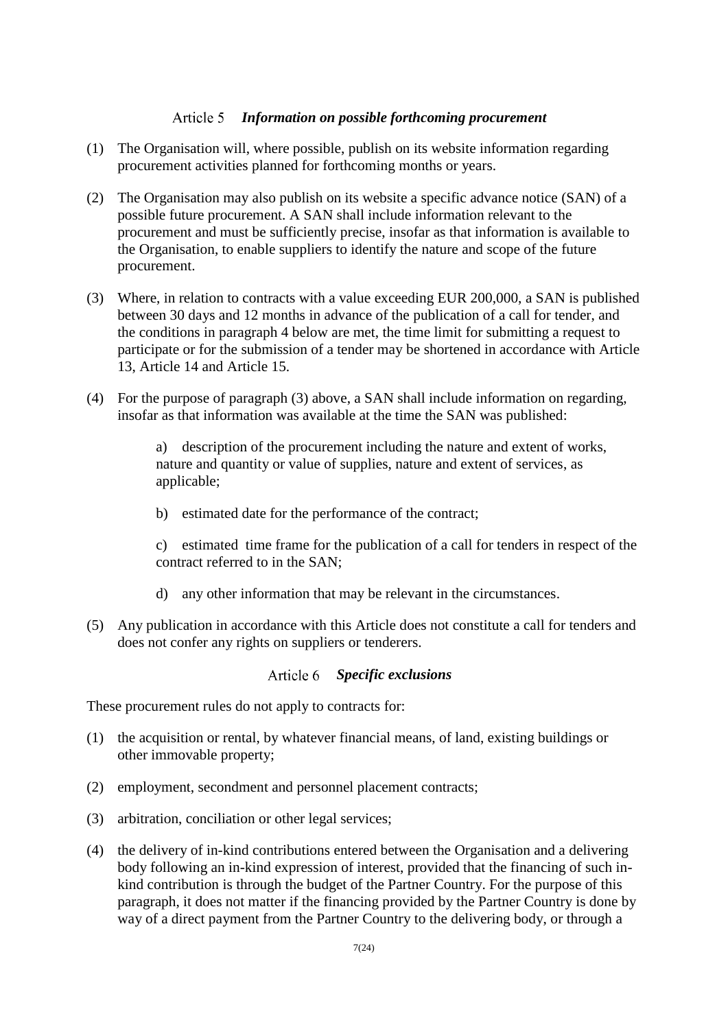### Article 5 *Information on possible forthcoming procurement*

(1) The Organisation will, where possible, publish on its website information regarding procurement activities planned for forthcoming months or years.

(2) The Organisation may also publish on its website a specific advance notice (SAN) of a possible future procurement. A SAN shall include information relevant to the procurement and must be sufficiently precise, insofar as that information is available to the Organisation, to enable suppliers to identify the nature and scope of the future procurement.

(3) Where, in relation to contracts with a value exceeding EUR 200,000, a SAN is published between 30 days and 12 months in advance of the publication of a call for tender, and the conditions in paragraph 4 below are met, the time limit for submitting a request to participate or for the submission of a tender may be shortened in accordance with Article 13, Article 14 and Article 15.

(4) For the purpose of paragraph (3) above, a SAN shall include information on regarding, insofar as that information was available at the time the SAN was published:

> a) description of the procurement including the nature and extent of works, nature and quantity or value of supplies, nature and extent of services, as applicable;
>
> b) estimated date for the performance of the contract;
>
> c) estimated time frame for the publication of a call for tenders in respect of the contract referred to in the SAN;
>
> d) any other information that may be relevant in the circumstances.

(5) Any publication in accordance with this Article does not constitute a call for tenders and does not confer any rights on suppliers or tenderers.

### Article 6 *Specific exclusions*

These procurement rules do not apply to contracts for:

(1) the acquisition or rental, by whatever financial means, of land, existing buildings or other immovable property;

(2) employment, secondment and personnel placement contracts;

(3) arbitration, conciliation or other legal services;

(4) the delivery of in-kind contributions entered between the Organisation and a delivering body following an in-kind expression of interest, provided that the financing of such in-kind contribution is through the budget of the Partner Country. For the purpose of this paragraph, it does not matter if the financing provided by the Partner Country is done by way of a direct payment from the Partner Country to the delivering body, or through a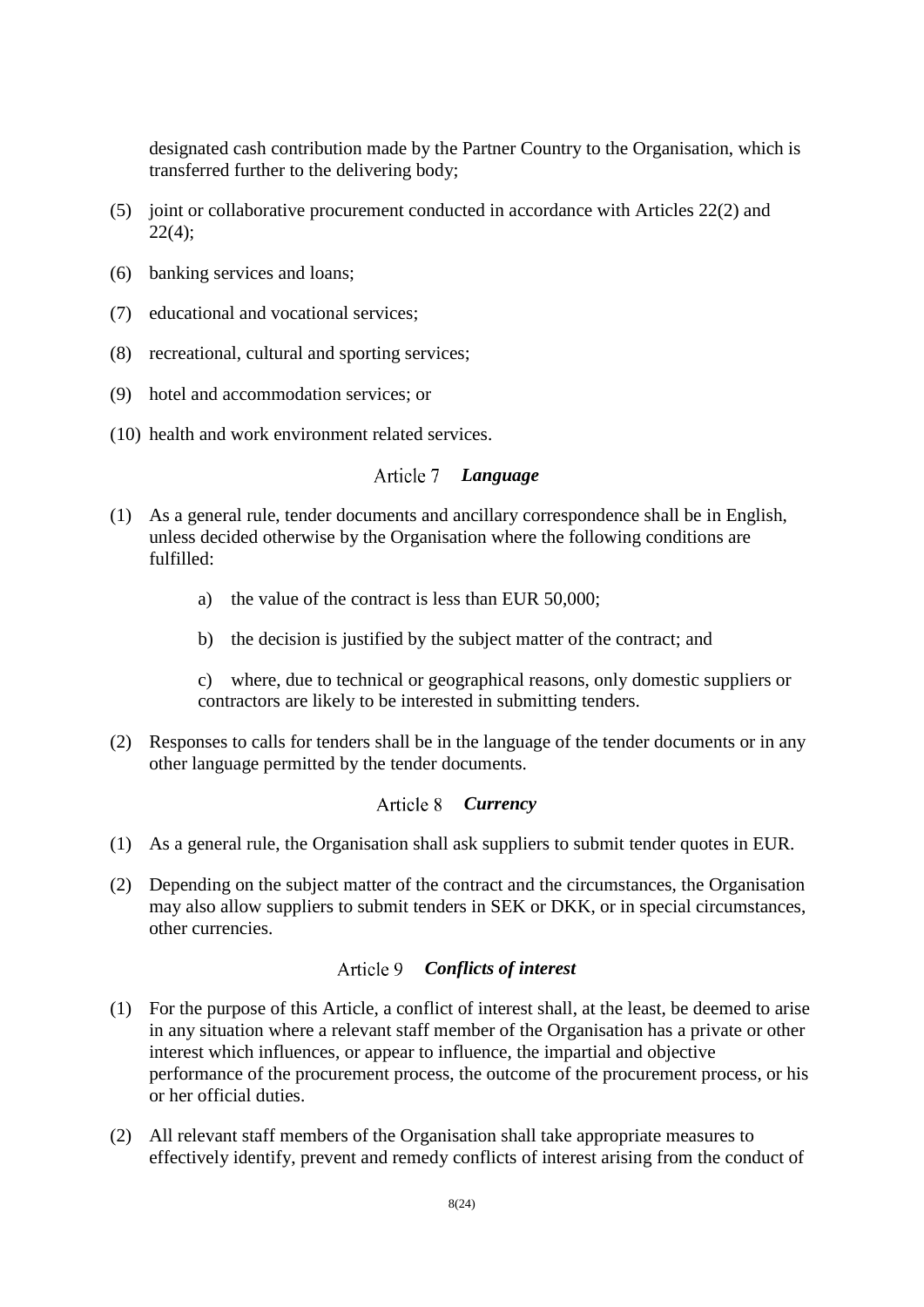designated cash contribution made by the Partner Country to the Organisation, which is transferred further to the delivering body;

(5) joint or collaborative procurement conducted in accordance with Articles 22(2) and 22(4);

(6) banking services and loans;

(7) educational and vocational services;

(8) recreational, cultural and sporting services;

(9) hotel and accommodation services; or

(10) health and work environment related services.

### Article 7 *Language*

(1) As a general rule, tender documents and ancillary correspondence shall be in English, unless decided otherwise by the Organisation where the following conditions are fulfilled:

   a) the value of the contract is less than EUR 50,000;

   b) the decision is justified by the subject matter of the contract; and

   c) where, due to technical or geographical reasons, only domestic suppliers or contractors are likely to be interested in submitting tenders.

(2) Responses to calls for tenders shall be in the language of the tender documents or in any other language permitted by the tender documents.

### Article 8 *Currency*

(1) As a general rule, the Organisation shall ask suppliers to submit tender quotes in EUR.

(2) Depending on the subject matter of the contract and the circumstances, the Organisation may also allow suppliers to submit tenders in SEK or DKK, or in special circumstances, other currencies.

### Article 9 *Conflicts of interest*

(1) For the purpose of this Article, a conflict of interest shall, at the least, be deemed to arise in any situation where a relevant staff member of the Organisation has a private or other interest which influences, or appear to influence, the impartial and objective performance of the procurement process, the outcome of the procurement process, or his or her official duties.

(2) All relevant staff members of the Organisation shall take appropriate measures to effectively identify, prevent and remedy conflicts of interest arising from the conduct of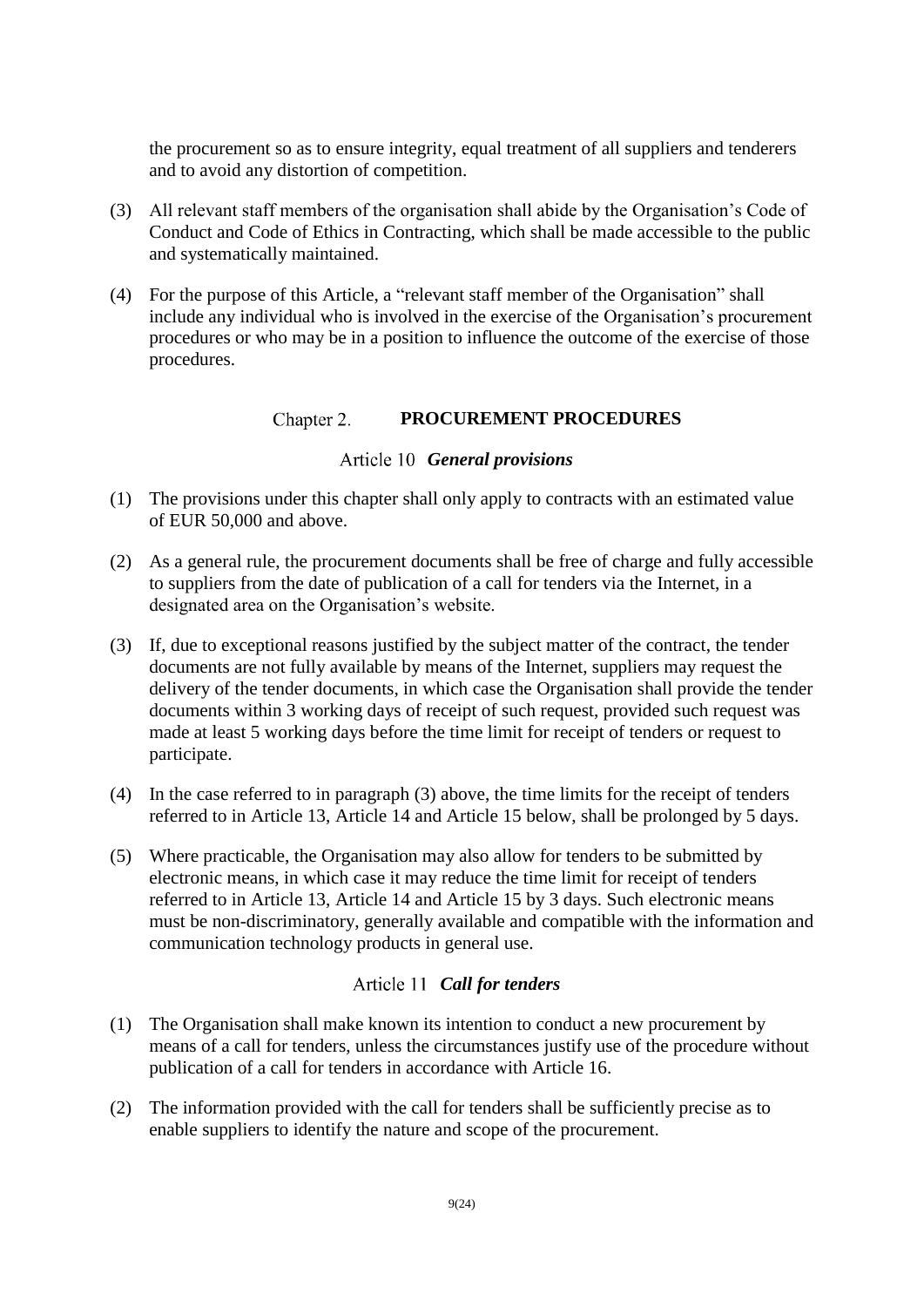the procurement so as to ensure integrity, equal treatment of all suppliers and tenderers and to avoid any distortion of competition.

(3) All relevant staff members of the organisation shall abide by the Organisation's Code of Conduct and Code of Ethics in Contracting, which shall be made accessible to the public and systematically maintained.

(4) For the purpose of this Article, a "relevant staff member of the Organisation" shall include any individual who is involved in the exercise of the Organisation's procurement procedures or who may be in a position to influence the outcome of the exercise of those procedures.

## Chapter 2. **PROCUREMENT PROCEDURES**

### Article 10 ***General provisions***

(1) The provisions under this chapter shall only apply to contracts with an estimated value of EUR 50,000 and above.

(2) As a general rule, the procurement documents shall be free of charge and fully accessible to suppliers from the date of publication of a call for tenders via the Internet, in a designated area on the Organisation's website.

(3) If, due to exceptional reasons justified by the subject matter of the contract, the tender documents are not fully available by means of the Internet, suppliers may request the delivery of the tender documents, in which case the Organisation shall provide the tender documents within 3 working days of receipt of such request, provided such request was made at least 5 working days before the time limit for receipt of tenders or request to participate.

(4) In the case referred to in paragraph (3) above, the time limits for the receipt of tenders referred to in Article 13, Article 14 and Article 15 below, shall be prolonged by 5 days.

(5) Where practicable, the Organisation may also allow for tenders to be submitted by electronic means, in which case it may reduce the time limit for receipt of tenders referred to in Article 13, Article 14 and Article 15 by 3 days. Such electronic means must be non-discriminatory, generally available and compatible with the information and communication technology products in general use.

### Article 11 ***Call for tenders***

(1) The Organisation shall make known its intention to conduct a new procurement by means of a call for tenders, unless the circumstances justify use of the procedure without publication of a call for tenders in accordance with Article 16.

(2) The information provided with the call for tenders shall be sufficiently precise as to enable suppliers to identify the nature and scope of the procurement.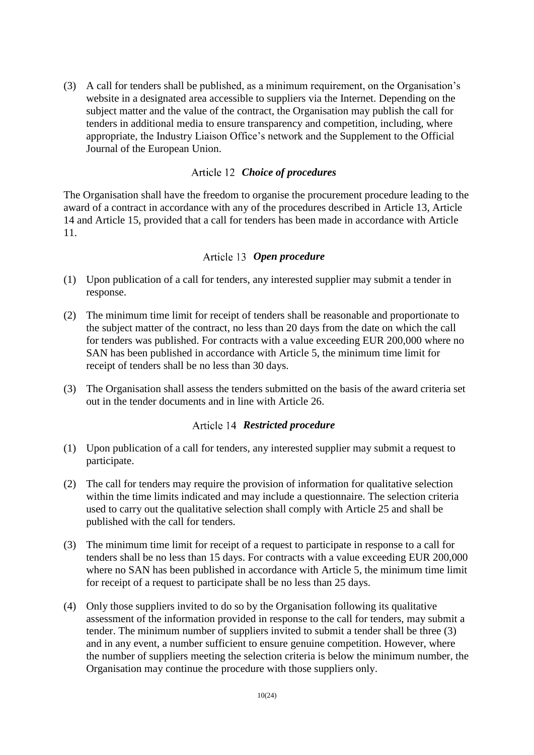(3) A call for tenders shall be published, as a minimum requirement, on the Organisation's website in a designated area accessible to suppliers via the Internet. Depending on the subject matter and the value of the contract, the Organisation may publish the call for tenders in additional media to ensure transparency and competition, including, where appropriate, the Industry Liaison Office's network and the Supplement to the Official Journal of the European Union.

### Article 12 *Choice of procedures*

The Organisation shall have the freedom to organise the procurement procedure leading to the award of a contract in accordance with any of the procedures described in Article 13, Article 14 and Article 15, provided that a call for tenders has been made in accordance with Article 11.

### Article 13 *Open procedure*

(1) Upon publication of a call for tenders, any interested supplier may submit a tender in response.

(2) The minimum time limit for receipt of tenders shall be reasonable and proportionate to the subject matter of the contract, no less than 20 days from the date on which the call for tenders was published. For contracts with a value exceeding EUR 200,000 where no SAN has been published in accordance with Article 5, the minimum time limit for receipt of tenders shall be no less than 30 days.

(3) The Organisation shall assess the tenders submitted on the basis of the award criteria set out in the tender documents and in line with Article 26.

### Article 14 *Restricted procedure*

(1) Upon publication of a call for tenders, any interested supplier may submit a request to participate.

(2) The call for tenders may require the provision of information for qualitative selection within the time limits indicated and may include a questionnaire. The selection criteria used to carry out the qualitative selection shall comply with Article 25 and shall be published with the call for tenders.

(3) The minimum time limit for receipt of a request to participate in response to a call for tenders shall be no less than 15 days. For contracts with a value exceeding EUR 200,000 where no SAN has been published in accordance with Article 5, the minimum time limit for receipt of a request to participate shall be no less than 25 days.

(4) Only those suppliers invited to do so by the Organisation following its qualitative assessment of the information provided in response to the call for tenders, may submit a tender. The minimum number of suppliers invited to submit a tender shall be three (3) and in any event, a number sufficient to ensure genuine competition. However, where the number of suppliers meeting the selection criteria is below the minimum number, the Organisation may continue the procedure with those suppliers only.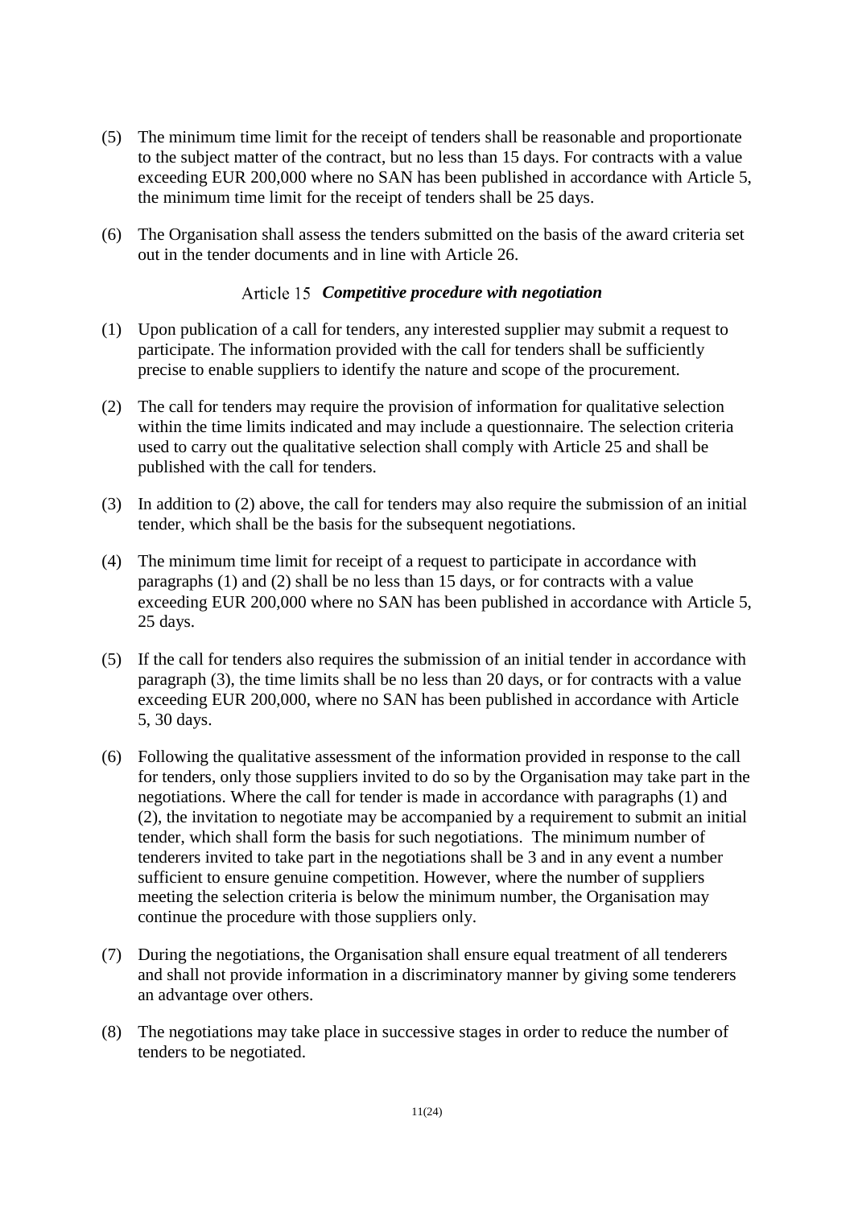(5) The minimum time limit for the receipt of tenders shall be reasonable and proportionate to the subject matter of the contract, but no less than 15 days. For contracts with a value exceeding EUR 200,000 where no SAN has been published in accordance with Article 5, the minimum time limit for the receipt of tenders shall be 25 days.

(6) The Organisation shall assess the tenders submitted on the basis of the award criteria set out in the tender documents and in line with Article 26.

### Article 15 *Competitive procedure with negotiation*

(1) Upon publication of a call for tenders, any interested supplier may submit a request to participate. The information provided with the call for tenders shall be sufficiently precise to enable suppliers to identify the nature and scope of the procurement.

(2) The call for tenders may require the provision of information for qualitative selection within the time limits indicated and may include a questionnaire. The selection criteria used to carry out the qualitative selection shall comply with Article 25 and shall be published with the call for tenders.

(3) In addition to (2) above, the call for tenders may also require the submission of an initial tender, which shall be the basis for the subsequent negotiations.

(4) The minimum time limit for receipt of a request to participate in accordance with paragraphs (1) and (2) shall be no less than 15 days, or for contracts with a value exceeding EUR 200,000 where no SAN has been published in accordance with Article 5, 25 days.

(5) If the call for tenders also requires the submission of an initial tender in accordance with paragraph (3), the time limits shall be no less than 20 days, or for contracts with a value exceeding EUR 200,000, where no SAN has been published in accordance with Article 5, 30 days.

(6) Following the qualitative assessment of the information provided in response to the call for tenders, only those suppliers invited to do so by the Organisation may take part in the negotiations. Where the call for tender is made in accordance with paragraphs (1) and (2), the invitation to negotiate may be accompanied by a requirement to submit an initial tender, which shall form the basis for such negotiations. The minimum number of tenderers invited to take part in the negotiations shall be 3 and in any event a number sufficient to ensure genuine competition. However, where the number of suppliers meeting the selection criteria is below the minimum number, the Organisation may continue the procedure with those suppliers only.

(7) During the negotiations, the Organisation shall ensure equal treatment of all tenderers and shall not provide information in a discriminatory manner by giving some tenderers an advantage over others.

(8) The negotiations may take place in successive stages in order to reduce the number of tenders to be negotiated.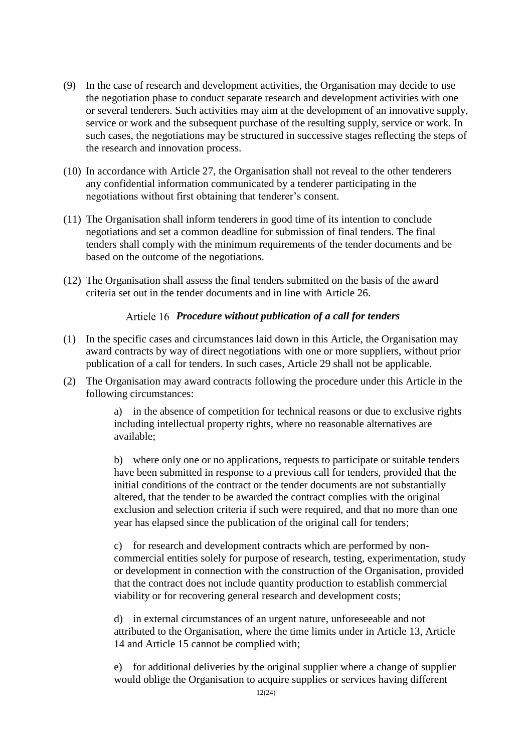(9) In the case of research and development activities, the Organisation may decide to use the negotiation phase to conduct separate research and development activities with one or several tenderers. Such activities may aim at the development of an innovative supply, service or work and the subsequent purchase of the resulting supply, service or work. In such cases, the negotiations may be structured in successive stages reflecting the steps of the research and innovation process.

(10) In accordance with Article 27, the Organisation shall not reveal to the other tenderers any confidential information communicated by a tenderer participating in the negotiations without first obtaining that tenderer's consent.

(11) The Organisation shall inform tenderers in good time of its intention to conclude negotiations and set a common deadline for submission of final tenders. The final tenders shall comply with the minimum requirements of the tender documents and be based on the outcome of the negotiations.

(12) The Organisation shall assess the final tenders submitted on the basis of the award criteria set out in the tender documents and in line with Article 26.

### Article 16 *Procedure without publication of a call for tenders*

(1) In the specific cases and circumstances laid down in this Article, the Organisation may award contracts by way of direct negotiations with one or more suppliers, without prior publication of a call for tenders. In such cases, Article 29 shall not be applicable.

(2) The Organisation may award contracts following the procedure under this Article in the following circumstances:

a) in the absence of competition for technical reasons or due to exclusive rights including intellectual property rights, where no reasonable alternatives are available;

b) where only one or no applications, requests to participate or suitable tenders have been submitted in response to a previous call for tenders, provided that the initial conditions of the contract or the tender documents are not substantially altered, that the tender to be awarded the contract complies with the original exclusion and selection criteria if such were required, and that no more than one year has elapsed since the publication of the original call for tenders;

c) for research and development contracts which are performed by non-commercial entities solely for purpose of research, testing, experimentation, study or development in connection with the construction of the Organisation, provided that the contract does not include quantity production to establish commercial viability or for recovering general research and development costs;

d) in external circumstances of an urgent nature, unforeseeable and not attributed to the Organisation, where the time limits under in Article 13, Article 14 and Article 15 cannot be complied with;

e) for additional deliveries by the original supplier where a change of supplier would oblige the Organisation to acquire supplies or services having different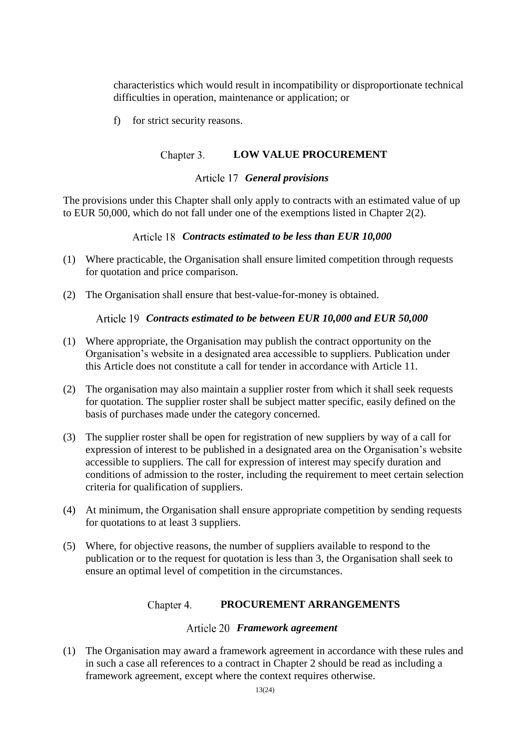characteristics which would result in incompatibility or disproportionate technical difficulties in operation, maintenance or application; or

f) for strict security reasons.

## Chapter 3. LOW VALUE PROCUREMENT

### Article 17 *General provisions*

The provisions under this Chapter shall only apply to contracts with an estimated value of up to EUR 50,000, which do not fall under one of the exemptions listed in Chapter 2(2).

### Article 18 *Contracts estimated to be less than EUR 10,000*

(1) Where practicable, the Organisation shall ensure limited competition through requests for quotation and price comparison.

(2) The Organisation shall ensure that best-value-for-money is obtained.

### Article 19 *Contracts estimated to be between EUR 10,000 and EUR 50,000*

(1) Where appropriate, the Organisation may publish the contract opportunity on the Organisation's website in a designated area accessible to suppliers. Publication under this Article does not constitute a call for tender in accordance with Article 11.

(2) The organisation may also maintain a supplier roster from which it shall seek requests for quotation. The supplier roster shall be subject matter specific, easily defined on the basis of purchases made under the category concerned.

(3) The supplier roster shall be open for registration of new suppliers by way of a call for expression of interest to be published in a designated area on the Organisation's website accessible to suppliers. The call for expression of interest may specify duration and conditions of admission to the roster, including the requirement to meet certain selection criteria for qualification of suppliers.

(4) At minimum, the Organisation shall ensure appropriate competition by sending requests for quotations to at least 3 suppliers.

(5) Where, for objective reasons, the number of suppliers available to respond to the publication or to the request for quotation is less than 3, the Organisation shall seek to ensure an optimal level of competition in the circumstances.

## Chapter 4. PROCUREMENT ARRANGEMENTS

### Article 20 *Framework agreement*

(1) The Organisation may award a framework agreement in accordance with these rules and in such a case all references to a contract in Chapter 2 should be read as including a framework agreement, except where the context requires otherwise.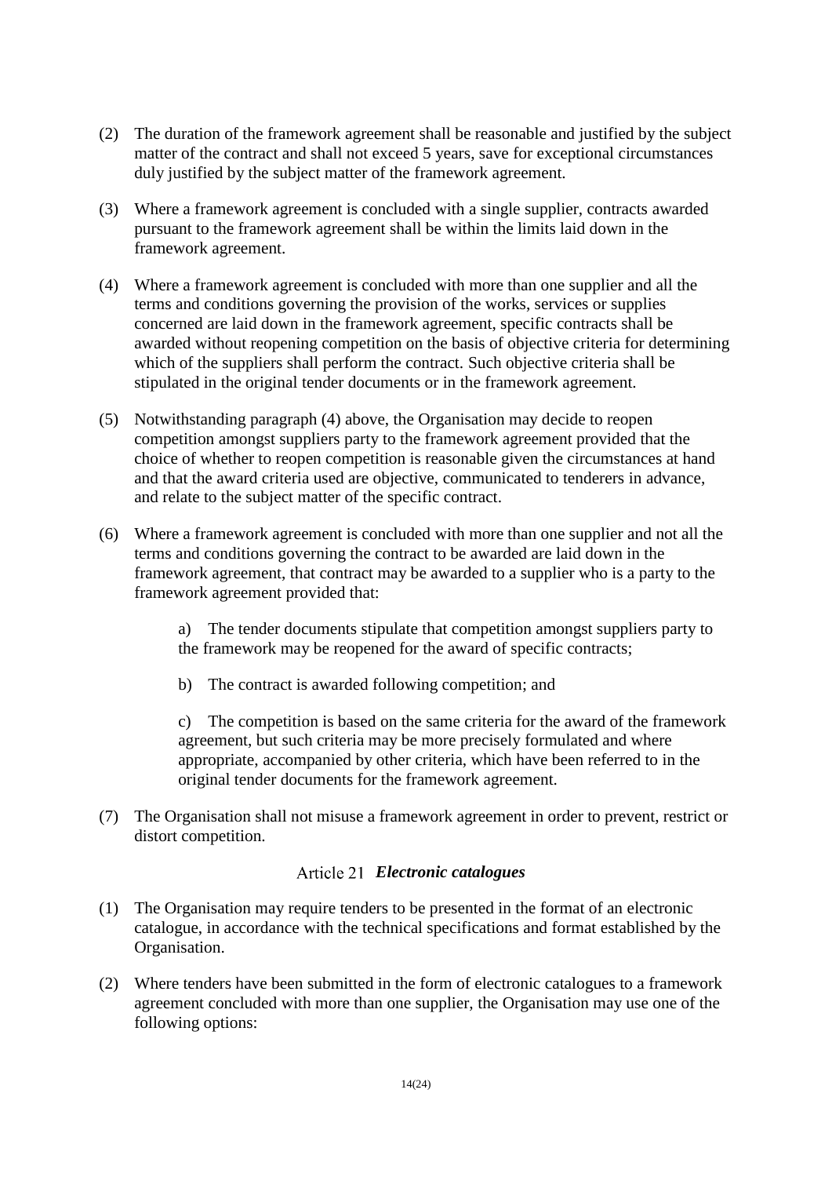(2) The duration of the framework agreement shall be reasonable and justified by the subject matter of the contract and shall not exceed 5 years, save for exceptional circumstances duly justified by the subject matter of the framework agreement.

(3) Where a framework agreement is concluded with a single supplier, contracts awarded pursuant to the framework agreement shall be within the limits laid down in the framework agreement.

(4) Where a framework agreement is concluded with more than one supplier and all the terms and conditions governing the provision of the works, services or supplies concerned are laid down in the framework agreement, specific contracts shall be awarded without reopening competition on the basis of objective criteria for determining which of the suppliers shall perform the contract. Such objective criteria shall be stipulated in the original tender documents or in the framework agreement.

(5) Notwithstanding paragraph (4) above, the Organisation may decide to reopen competition amongst suppliers party to the framework agreement provided that the choice of whether to reopen competition is reasonable given the circumstances at hand and that the award criteria used are objective, communicated to tenderers in advance, and relate to the subject matter of the specific contract.

(6) Where a framework agreement is concluded with more than one supplier and not all the terms and conditions governing the contract to be awarded are laid down in the framework agreement, that contract may be awarded to a supplier who is a party to the framework agreement provided that:

  a) The tender documents stipulate that competition amongst suppliers party to the framework may be reopened for the award of specific contracts;

  b) The contract is awarded following competition; and

  c) The competition is based on the same criteria for the award of the framework agreement, but such criteria may be more precisely formulated and where appropriate, accompanied by other criteria, which have been referred to in the original tender documents for the framework agreement.

(7) The Organisation shall not misuse a framework agreement in order to prevent, restrict or distort competition.

## Article 21 *Electronic catalogues*

(1) The Organisation may require tenders to be presented in the format of an electronic catalogue, in accordance with the technical specifications and format established by the Organisation.

(2) Where tenders have been submitted in the form of electronic catalogues to a framework agreement concluded with more than one supplier, the Organisation may use one of the following options: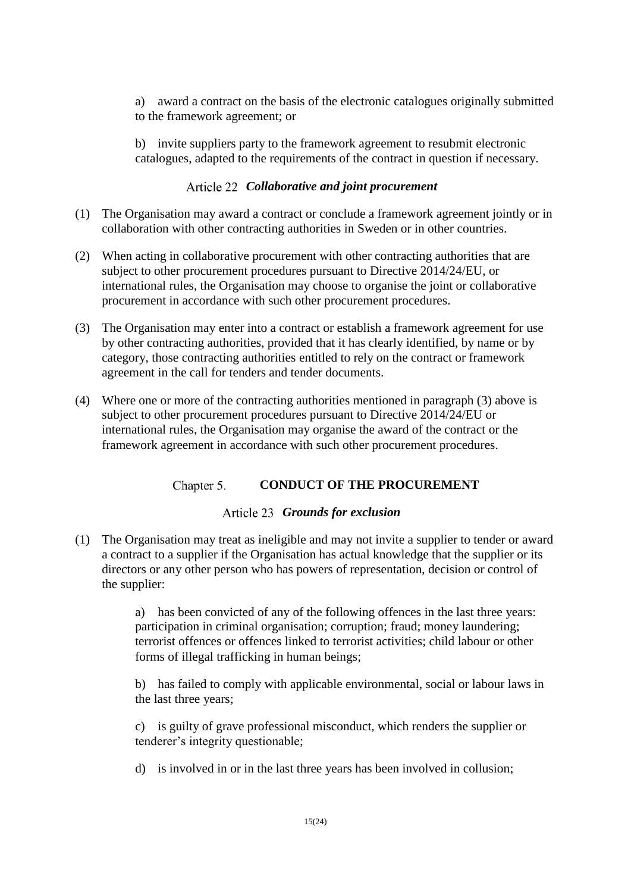a) award a contract on the basis of the electronic catalogues originally submitted to the framework agreement; or

b) invite suppliers party to the framework agreement to resubmit electronic catalogues, adapted to the requirements of the contract in question if necessary.

### Article 22 *Collaborative and joint procurement*

(1) The Organisation may award a contract or conclude a framework agreement jointly or in collaboration with other contracting authorities in Sweden or in other countries.

(2) When acting in collaborative procurement with other contracting authorities that are subject to other procurement procedures pursuant to Directive 2014/24/EU, or international rules, the Organisation may choose to organise the joint or collaborative procurement in accordance with such other procurement procedures.

(3) The Organisation may enter into a contract or establish a framework agreement for use by other contracting authorities, provided that it has clearly identified, by name or by category, those contracting authorities entitled to rely on the contract or framework agreement in the call for tenders and tender documents.

(4) Where one or more of the contracting authorities mentioned in paragraph (3) above is subject to other procurement procedures pursuant to Directive 2014/24/EU or international rules, the Organisation may organise the award of the contract or the framework agreement in accordance with such other procurement procedures.

## Chapter 5. **CONDUCT OF THE PROCUREMENT**

### Article 23 *Grounds for exclusion*

(1) The Organisation may treat as ineligible and may not invite a supplier to tender or award a contract to a supplier if the Organisation has actual knowledge that the supplier or its directors or any other person who has powers of representation, decision or control of the supplier:

a) has been convicted of any of the following offences in the last three years: participation in criminal organisation; corruption; fraud; money laundering; terrorist offences or offences linked to terrorist activities; child labour or other forms of illegal trafficking in human beings;

b) has failed to comply with applicable environmental, social or labour laws in the last three years;

c) is guilty of grave professional misconduct, which renders the supplier or tenderer's integrity questionable;

d) is involved in or in the last three years has been involved in collusion;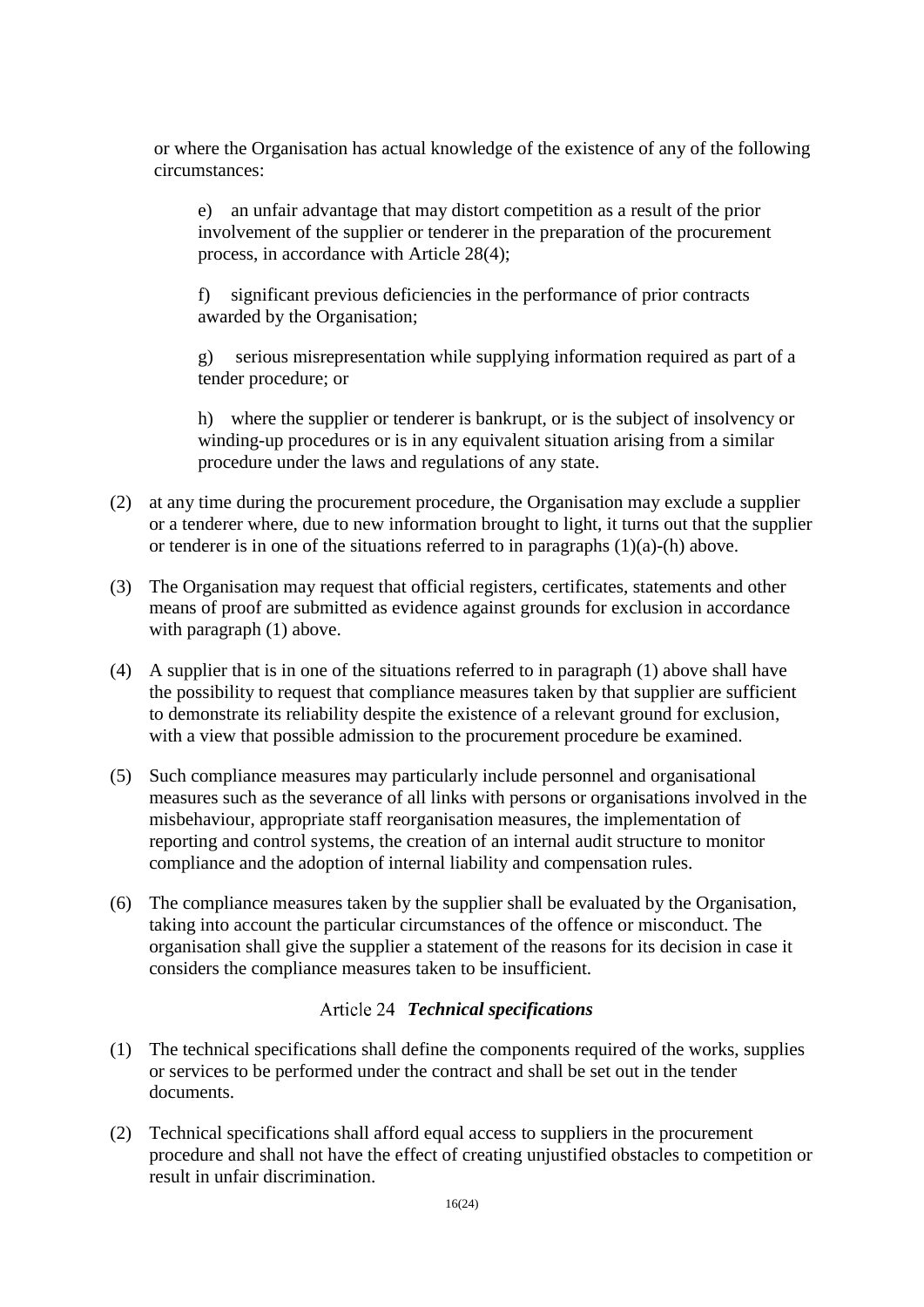or where the Organisation has actual knowledge of the existence of any of the following circumstances:

e) an unfair advantage that may distort competition as a result of the prior involvement of the supplier or tenderer in the preparation of the procurement process, in accordance with Article 28(4);

f) significant previous deficiencies in the performance of prior contracts awarded by the Organisation;

g) serious misrepresentation while supplying information required as part of a tender procedure; or

h) where the supplier or tenderer is bankrupt, or is the subject of insolvency or winding-up procedures or is in any equivalent situation arising from a similar procedure under the laws and regulations of any state.

(2) at any time during the procurement procedure, the Organisation may exclude a supplier or a tenderer where, due to new information brought to light, it turns out that the supplier or tenderer is in one of the situations referred to in paragraphs (1)(a)-(h) above.

(3) The Organisation may request that official registers, certificates, statements and other means of proof are submitted as evidence against grounds for exclusion in accordance with paragraph (1) above.

(4) A supplier that is in one of the situations referred to in paragraph (1) above shall have the possibility to request that compliance measures taken by that supplier are sufficient to demonstrate its reliability despite the existence of a relevant ground for exclusion, with a view that possible admission to the procurement procedure be examined.

(5) Such compliance measures may particularly include personnel and organisational measures such as the severance of all links with persons or organisations involved in the misbehaviour, appropriate staff reorganisation measures, the implementation of reporting and control systems, the creation of an internal audit structure to monitor compliance and the adoption of internal liability and compensation rules.

(6) The compliance measures taken by the supplier shall be evaluated by the Organisation, taking into account the particular circumstances of the offence or misconduct. The organisation shall give the supplier a statement of the reasons for its decision in case it considers the compliance measures taken to be insufficient.

## Article 24 *Technical specifications*

(1) The technical specifications shall define the components required of the works, supplies or services to be performed under the contract and shall be set out in the tender documents.

(2) Technical specifications shall afford equal access to suppliers in the procurement procedure and shall not have the effect of creating unjustified obstacles to competition or result in unfair discrimination.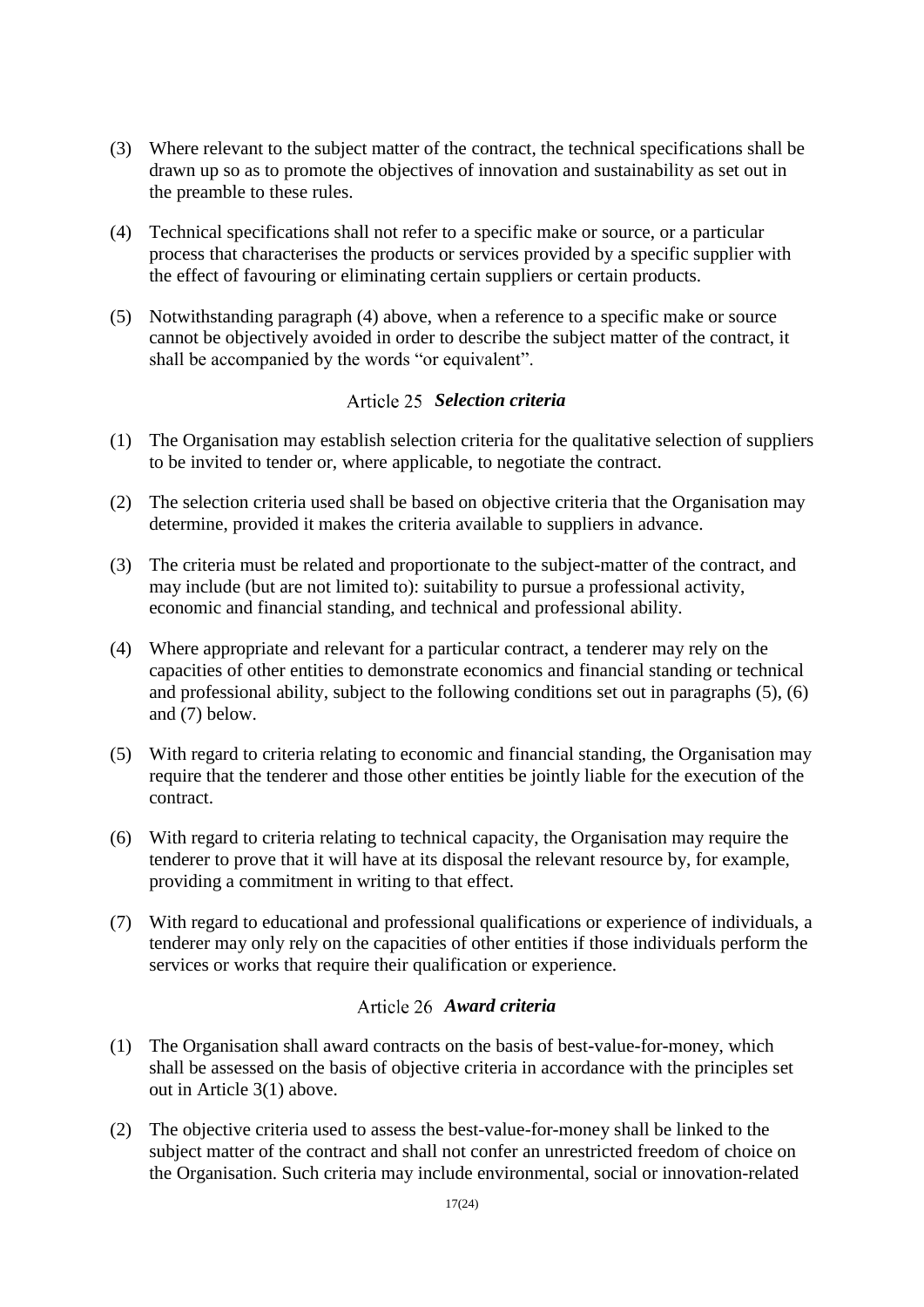(3) Where relevant to the subject matter of the contract, the technical specifications shall be drawn up so as to promote the objectives of innovation and sustainability as set out in the preamble to these rules.

(4) Technical specifications shall not refer to a specific make or source, or a particular process that characterises the products or services provided by a specific supplier with the effect of favouring or eliminating certain suppliers or certain products.

(5) Notwithstanding paragraph (4) above, when a reference to a specific make or source cannot be objectively avoided in order to describe the subject matter of the contract, it shall be accompanied by the words "or equivalent".

### Article 25 *Selection criteria*

(1) The Organisation may establish selection criteria for the qualitative selection of suppliers to be invited to tender or, where applicable, to negotiate the contract.

(2) The selection criteria used shall be based on objective criteria that the Organisation may determine, provided it makes the criteria available to suppliers in advance.

(3) The criteria must be related and proportionate to the subject-matter of the contract, and may include (but are not limited to): suitability to pursue a professional activity, economic and financial standing, and technical and professional ability.

(4) Where appropriate and relevant for a particular contract, a tenderer may rely on the capacities of other entities to demonstrate economics and financial standing or technical and professional ability, subject to the following conditions set out in paragraphs (5), (6) and (7) below.

(5) With regard to criteria relating to economic and financial standing, the Organisation may require that the tenderer and those other entities be jointly liable for the execution of the contract.

(6) With regard to criteria relating to technical capacity, the Organisation may require the tenderer to prove that it will have at its disposal the relevant resource by, for example, providing a commitment in writing to that effect.

(7) With regard to educational and professional qualifications or experience of individuals, a tenderer may only rely on the capacities of other entities if those individuals perform the services or works that require their qualification or experience.

### Article 26 *Award criteria*

(1) The Organisation shall award contracts on the basis of best-value-for-money, which shall be assessed on the basis of objective criteria in accordance with the principles set out in Article 3(1) above.

(2) The objective criteria used to assess the best-value-for-money shall be linked to the subject matter of the contract and shall not confer an unrestricted freedom of choice on the Organisation. Such criteria may include environmental, social or innovation-related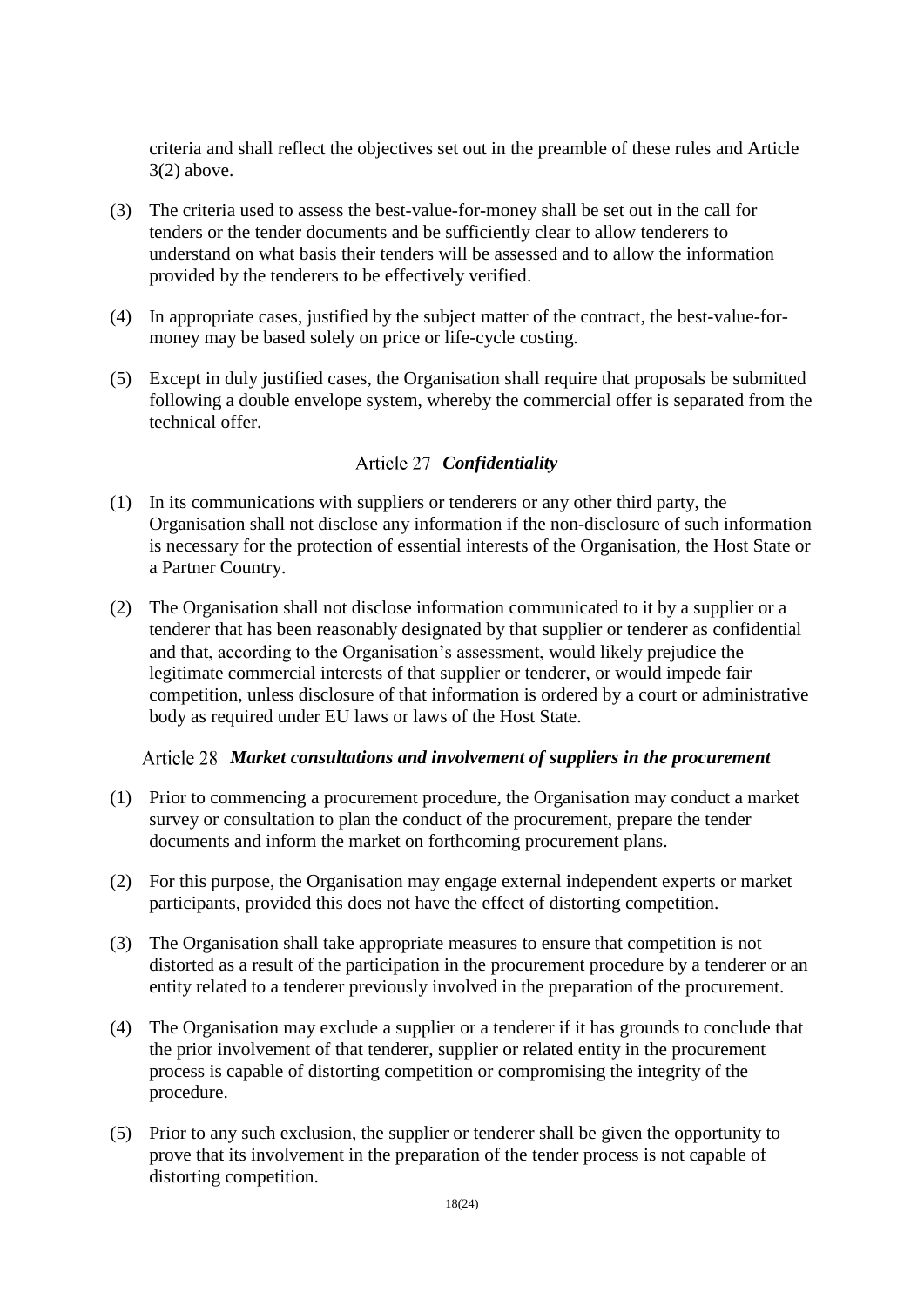criteria and shall reflect the objectives set out in the preamble of these rules and Article 3(2) above.

(3) The criteria used to assess the best-value-for-money shall be set out in the call for tenders or the tender documents and be sufficiently clear to allow tenderers to understand on what basis their tenders will be assessed and to allow the information provided by the tenderers to be effectively verified.

(4) In appropriate cases, justified by the subject matter of the contract, the best-value-for-money may be based solely on price or life-cycle costing.

(5) Except in duly justified cases, the Organisation shall require that proposals be submitted following a double envelope system, whereby the commercial offer is separated from the technical offer.

### Article 27 *Confidentiality*

(1) In its communications with suppliers or tenderers or any other third party, the Organisation shall not disclose any information if the non-disclosure of such information is necessary for the protection of essential interests of the Organisation, the Host State or a Partner Country.

(2) The Organisation shall not disclose information communicated to it by a supplier or a tenderer that has been reasonably designated by that supplier or tenderer as confidential and that, according to the Organisation's assessment, would likely prejudice the legitimate commercial interests of that supplier or tenderer, or would impede fair competition, unless disclosure of that information is ordered by a court or administrative body as required under EU laws or laws of the Host State.

### Article 28 *Market consultations and involvement of suppliers in the procurement*

(1) Prior to commencing a procurement procedure, the Organisation may conduct a market survey or consultation to plan the conduct of the procurement, prepare the tender documents and inform the market on forthcoming procurement plans.

(2) For this purpose, the Organisation may engage external independent experts or market participants, provided this does not have the effect of distorting competition.

(3) The Organisation shall take appropriate measures to ensure that competition is not distorted as a result of the participation in the procurement procedure by a tenderer or an entity related to a tenderer previously involved in the preparation of the procurement.

(4) The Organisation may exclude a supplier or a tenderer if it has grounds to conclude that the prior involvement of that tenderer, supplier or related entity in the procurement process is capable of distorting competition or compromising the integrity of the procedure.

(5) Prior to any such exclusion, the supplier or tenderer shall be given the opportunity to prove that its involvement in the preparation of the tender process is not capable of distorting competition.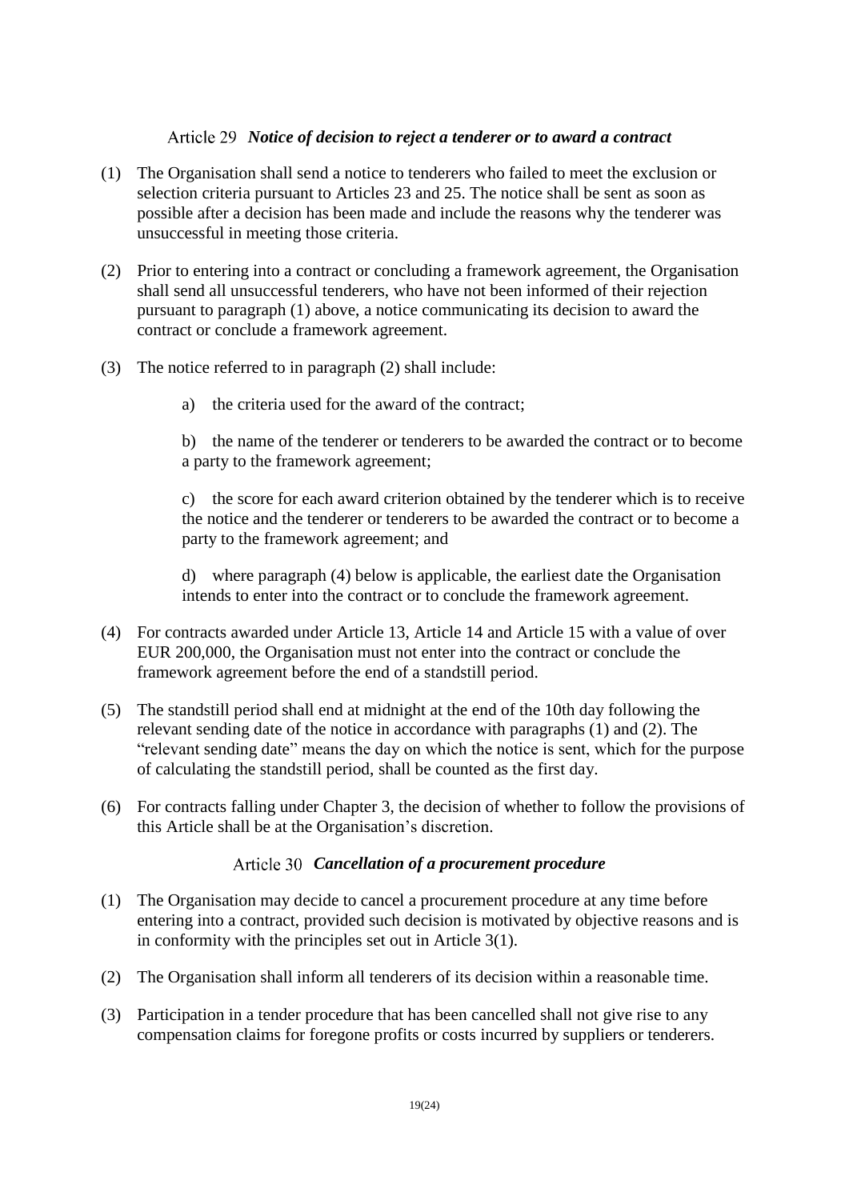### Article 29 *Notice of decision to reject a tenderer or to award a contract*

(1) The Organisation shall send a notice to tenderers who failed to meet the exclusion or selection criteria pursuant to Articles 23 and 25. The notice shall be sent as soon as possible after a decision has been made and include the reasons why the tenderer was unsuccessful in meeting those criteria.

(2) Prior to entering into a contract or concluding a framework agreement, the Organisation shall send all unsuccessful tenderers, who have not been informed of their rejection pursuant to paragraph (1) above, a notice communicating its decision to award the contract or conclude a framework agreement.

(3) The notice referred to in paragraph (2) shall include:

a) the criteria used for the award of the contract;

b) the name of the tenderer or tenderers to be awarded the contract or to become a party to the framework agreement;

c) the score for each award criterion obtained by the tenderer which is to receive the notice and the tenderer or tenderers to be awarded the contract or to become a party to the framework agreement; and

d) where paragraph (4) below is applicable, the earliest date the Organisation intends to enter into the contract or to conclude the framework agreement.

(4) For contracts awarded under Article 13, Article 14 and Article 15 with a value of over EUR 200,000, the Organisation must not enter into the contract or conclude the framework agreement before the end of a standstill period.

(5) The standstill period shall end at midnight at the end of the 10th day following the relevant sending date of the notice in accordance with paragraphs (1) and (2). The "relevant sending date" means the day on which the notice is sent, which for the purpose of calculating the standstill period, shall be counted as the first day.

(6) For contracts falling under Chapter 3, the decision of whether to follow the provisions of this Article shall be at the Organisation's discretion.

### Article 30 *Cancellation of a procurement procedure*

(1) The Organisation may decide to cancel a procurement procedure at any time before entering into a contract, provided such decision is motivated by objective reasons and is in conformity with the principles set out in Article 3(1).

(2) The Organisation shall inform all tenderers of its decision within a reasonable time.

(3) Participation in a tender procedure that has been cancelled shall not give rise to any compensation claims for foregone profits or costs incurred by suppliers or tenderers.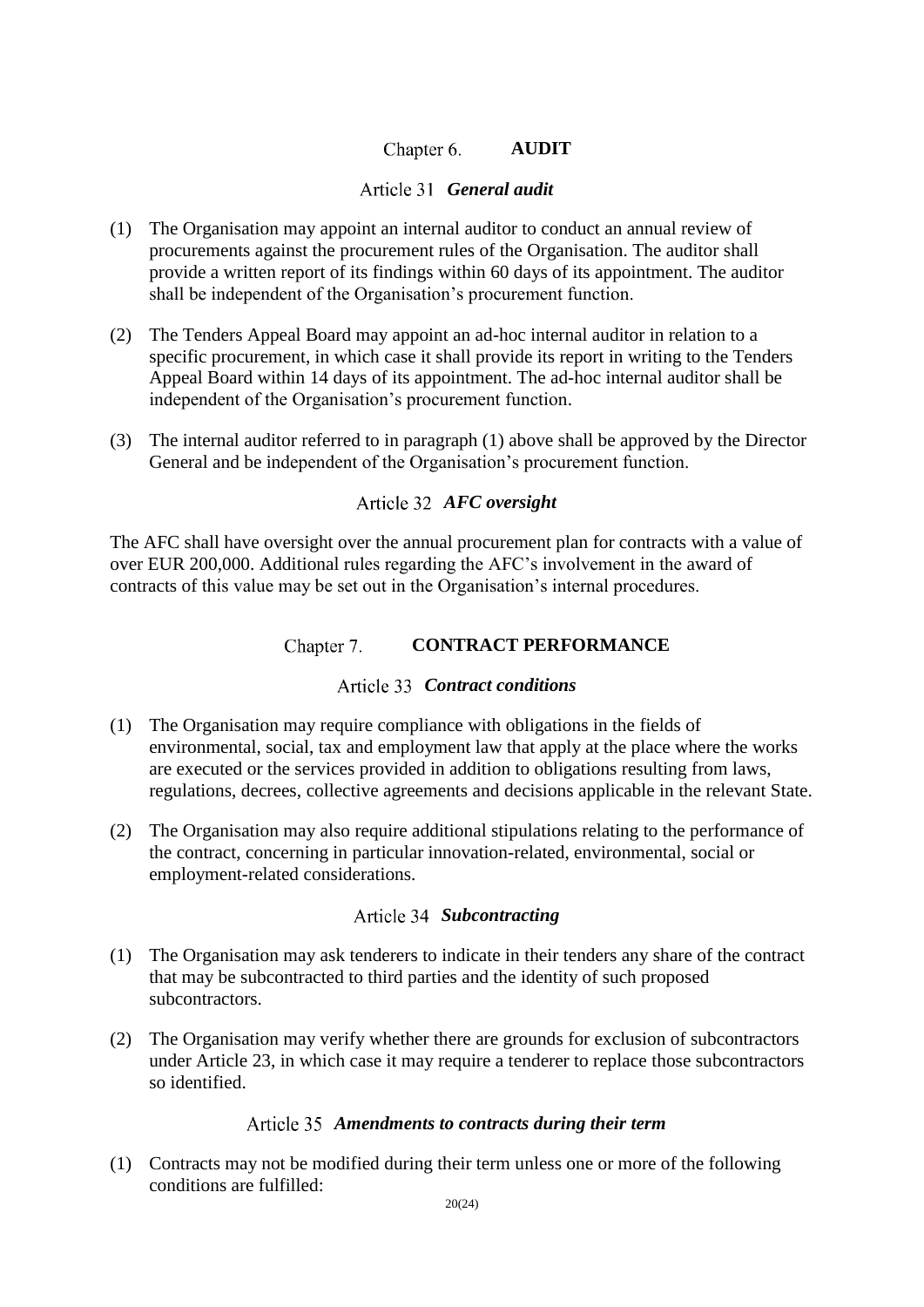## Chapter 6. AUDIT

### Article 31 *General audit*

(1) The Organisation may appoint an internal auditor to conduct an annual review of procurements against the procurement rules of the Organisation. The auditor shall provide a written report of its findings within 60 days of its appointment. The auditor shall be independent of the Organisation's procurement function.

(2) The Tenders Appeal Board may appoint an ad-hoc internal auditor in relation to a specific procurement, in which case it shall provide its report in writing to the Tenders Appeal Board within 14 days of its appointment. The ad-hoc internal auditor shall be independent of the Organisation's procurement function.

(3) The internal auditor referred to in paragraph (1) above shall be approved by the Director General and be independent of the Organisation's procurement function.

### Article 32 *AFC oversight*

The AFC shall have oversight over the annual procurement plan for contracts with a value of over EUR 200,000. Additional rules regarding the AFC's involvement in the award of contracts of this value may be set out in the Organisation's internal procedures.

## Chapter 7. CONTRACT PERFORMANCE

### Article 33 *Contract conditions*

(1) The Organisation may require compliance with obligations in the fields of environmental, social, tax and employment law that apply at the place where the works are executed or the services provided in addition to obligations resulting from laws, regulations, decrees, collective agreements and decisions applicable in the relevant State.

(2) The Organisation may also require additional stipulations relating to the performance of the contract, concerning in particular innovation-related, environmental, social or employment-related considerations.

### Article 34 *Subcontracting*

(1) The Organisation may ask tenderers to indicate in their tenders any share of the contract that may be subcontracted to third parties and the identity of such proposed subcontractors.

(2) The Organisation may verify whether there are grounds for exclusion of subcontractors under Article 23, in which case it may require a tenderer to replace those subcontractors so identified.

### Article 35 *Amendments to contracts during their term*

(1) Contracts may not be modified during their term unless one or more of the following conditions are fulfilled: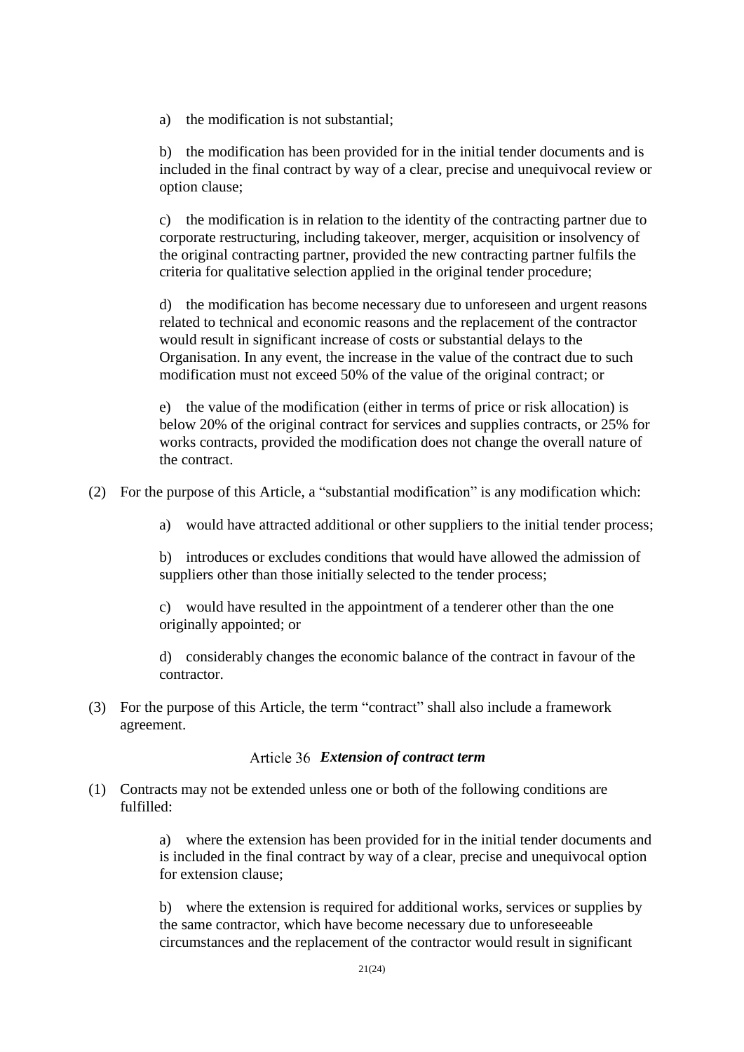a) the modification is not substantial;

b) the modification has been provided for in the initial tender documents and is included in the final contract by way of a clear, precise and unequivocal review or option clause;

c) the modification is in relation to the identity of the contracting partner due to corporate restructuring, including takeover, merger, acquisition or insolvency of the original contracting partner, provided the new contracting partner fulfils the criteria for qualitative selection applied in the original tender procedure;

d) the modification has become necessary due to unforeseen and urgent reasons related to technical and economic reasons and the replacement of the contractor would result in significant increase of costs or substantial delays to the Organisation. In any event, the increase in the value of the contract due to such modification must not exceed 50% of the value of the original contract; or

e) the value of the modification (either in terms of price or risk allocation) is below 20% of the original contract for services and supplies contracts, or 25% for works contracts, provided the modification does not change the overall nature of the contract.

(2) For the purpose of this Article, a "substantial modification" is any modification which:

a) would have attracted additional or other suppliers to the initial tender process;

b) introduces or excludes conditions that would have allowed the admission of suppliers other than those initially selected to the tender process;

c) would have resulted in the appointment of a tenderer other than the one originally appointed; or

d) considerably changes the economic balance of the contract in favour of the contractor.

(3) For the purpose of this Article, the term "contract" shall also include a framework agreement.

### Article 36 *Extension of contract term*

(1) Contracts may not be extended unless one or both of the following conditions are fulfilled:

a) where the extension has been provided for in the initial tender documents and is included in the final contract by way of a clear, precise and unequivocal option for extension clause;

b) where the extension is required for additional works, services or supplies by the same contractor, which have become necessary due to unforeseeable circumstances and the replacement of the contractor would result in significant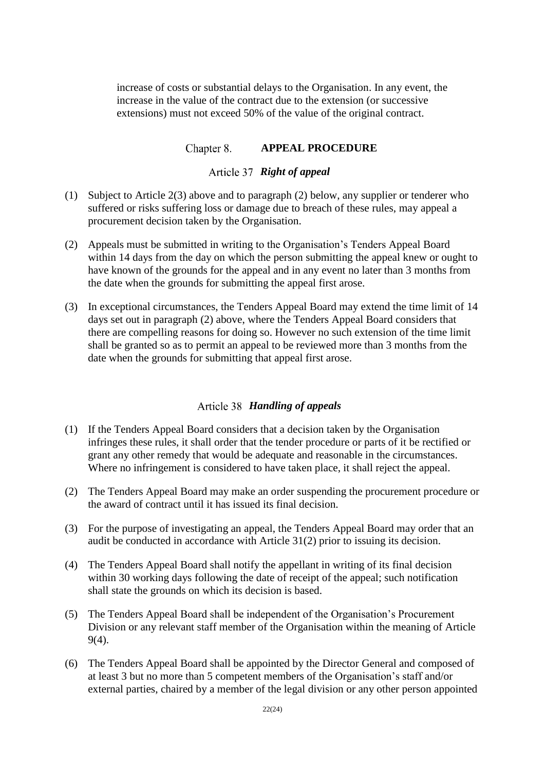increase of costs or substantial delays to the Organisation. In any event, the increase in the value of the contract due to the extension (or successive extensions) must not exceed 50% of the value of the original contract.

## Chapter 8. APPEAL PROCEDURE

### Article 37 *Right of appeal*

(1) Subject to Article 2(3) above and to paragraph (2) below, any supplier or tenderer who suffered or risks suffering loss or damage due to breach of these rules, may appeal a procurement decision taken by the Organisation.

(2) Appeals must be submitted in writing to the Organisation's Tenders Appeal Board within 14 days from the day on which the person submitting the appeal knew or ought to have known of the grounds for the appeal and in any event no later than 3 months from the date when the grounds for submitting the appeal first arose.

(3) In exceptional circumstances, the Tenders Appeal Board may extend the time limit of 14 days set out in paragraph (2) above, where the Tenders Appeal Board considers that there are compelling reasons for doing so. However no such extension of the time limit shall be granted so as to permit an appeal to be reviewed more than 3 months from the date when the grounds for submitting that appeal first arose.

### Article 38 *Handling of appeals*

(1) If the Tenders Appeal Board considers that a decision taken by the Organisation infringes these rules, it shall order that the tender procedure or parts of it be rectified or grant any other remedy that would be adequate and reasonable in the circumstances. Where no infringement is considered to have taken place, it shall reject the appeal.

(2) The Tenders Appeal Board may make an order suspending the procurement procedure or the award of contract until it has issued its final decision.

(3) For the purpose of investigating an appeal, the Tenders Appeal Board may order that an audit be conducted in accordance with Article 31(2) prior to issuing its decision.

(4) The Tenders Appeal Board shall notify the appellant in writing of its final decision within 30 working days following the date of receipt of the appeal; such notification shall state the grounds on which its decision is based.

(5) The Tenders Appeal Board shall be independent of the Organisation's Procurement Division or any relevant staff member of the Organisation within the meaning of Article 9(4).

(6) The Tenders Appeal Board shall be appointed by the Director General and composed of at least 3 but no more than 5 competent members of the Organisation's staff and/or external parties, chaired by a member of the legal division or any other person appointed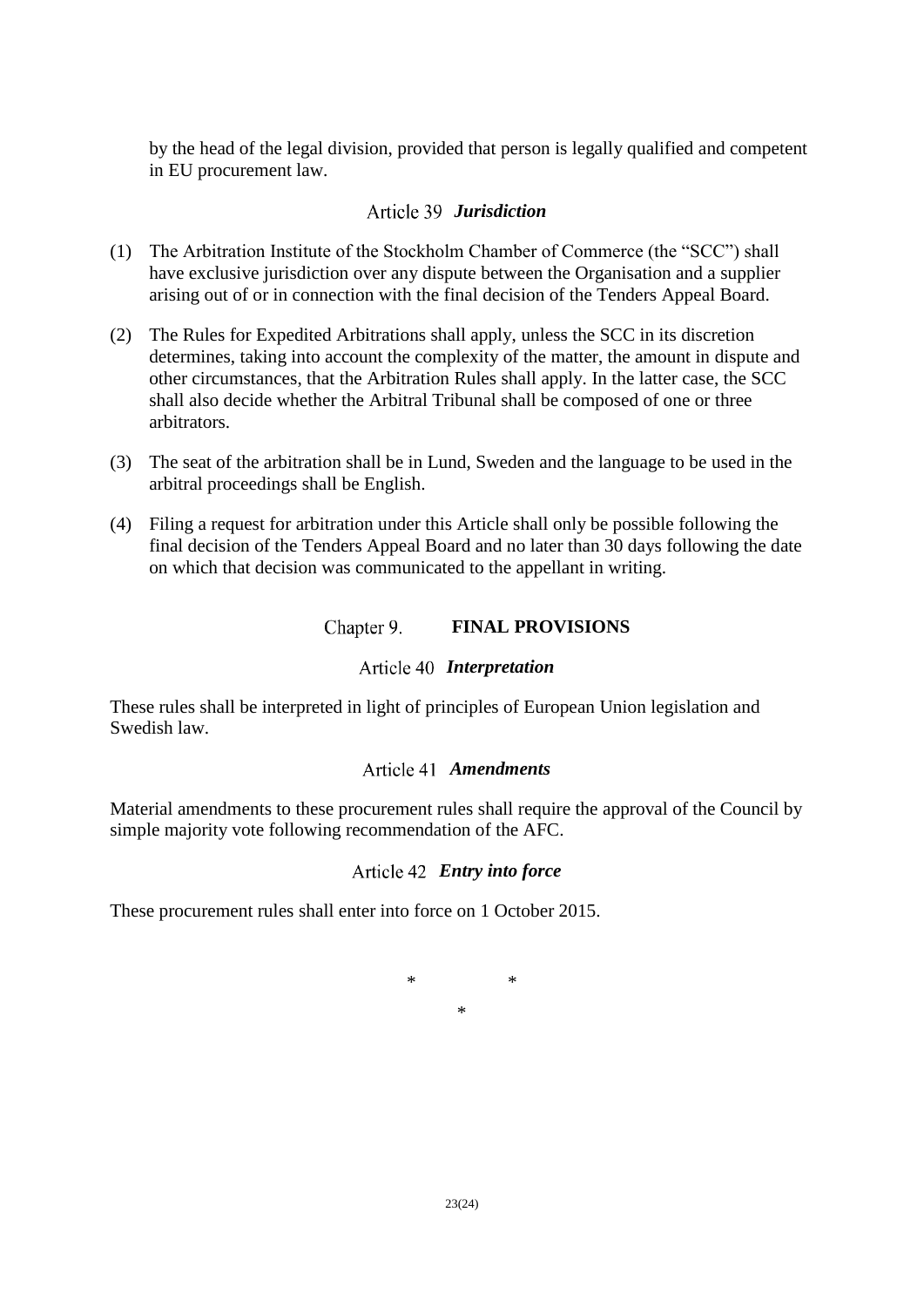by the head of the legal division, provided that person is legally qualified and competent in EU procurement law.

### Article 39 *Jurisdiction*

(1) The Arbitration Institute of the Stockholm Chamber of Commerce (the "SCC") shall have exclusive jurisdiction over any dispute between the Organisation and a supplier arising out of or in connection with the final decision of the Tenders Appeal Board.

(2) The Rules for Expedited Arbitrations shall apply, unless the SCC in its discretion determines, taking into account the complexity of the matter, the amount in dispute and other circumstances, that the Arbitration Rules shall apply. In the latter case, the SCC shall also decide whether the Arbitral Tribunal shall be composed of one or three arbitrators.

(3) The seat of the arbitration shall be in Lund, Sweden and the language to be used in the arbitral proceedings shall be English.

(4) Filing a request for arbitration under this Article shall only be possible following the final decision of the Tenders Appeal Board and no later than 30 days following the date on which that decision was communicated to the appellant in writing.

## Chapter 9. **FINAL PROVISIONS**

### Article 40 *Interpretation*

These rules shall be interpreted in light of principles of European Union legislation and Swedish law.

### Article 41 *Amendments*

Material amendments to these procurement rules shall require the approval of the Council by simple majority vote following recommendation of the AFC.

### Article 42 *Entry into force*

These procurement rules shall enter into force on 1 October 2015.

\*   \*

\*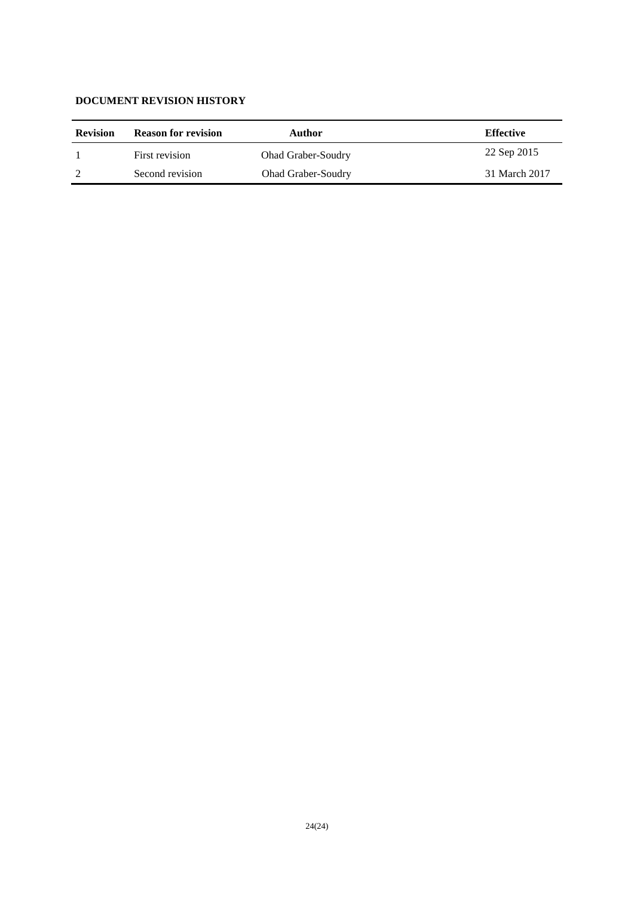**DOCUMENT REVISION HISTORY**

| Revision | Reason for revision | Author | Effective |
|---|---|---|---|
| 1 | First revision | Ohad Graber-Soudry | 22 Sep 2015 |
| 2 | Second revision | Ohad Graber-Soudry | 31 March 2017 |